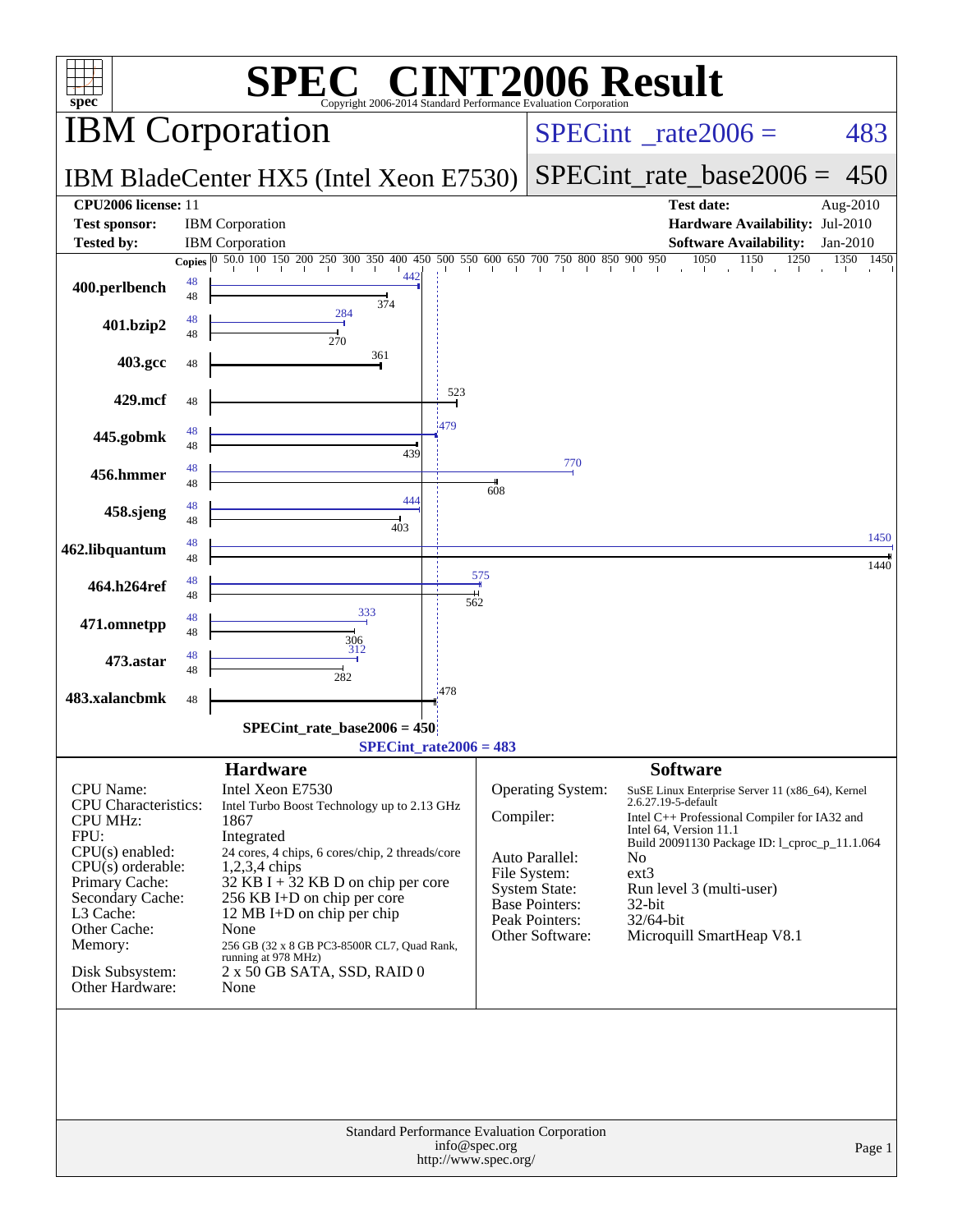# SPEC CINT2006 Result

Copyright 2006-2014 Standard Performance Evaluation Corporation

## IBM Corporation

**IBM BladeCenter HX5 (Intel Xeon E7530)**

SPECint_rate2006 = 483

SPECint_rate_base2006 = 450

| | | | |
|---|---|---|---|
| **CPU2006 license:** | 11 | **Test date:** | Aug-2010 |
| **Test sponsor:** | IBM Corporation | **Hardware Availability:** | Jul-2010 |
| **Tested by:** | IBM Corporation | **Software Availability:** | Jan-2010 |

| Benchmark | Copies (Peak) | Peak | Copies (Base) | Base |
|---|---|---|---|---|
| 400.perlbench | 48 | 442 | 48 | 374 |
| 401.bzip2 | 48 | 284 | 48 | 270 |
| 403.gcc | | | 48 | 361 |
| 429.mcf | | | 48 | 523 |
| 445.gobmk | 48 | 479 | 48 | 439 |
| 456.hmmer | 48 | 770 | 48 | 608 |
| 458.sjeng | 48 | 444 | 48 | 403 |
| 462.libquantum | 48 | 1450 | 48 | 1440 |
| 464.h264ref | 48 | 575 | 48 | 562 |
| 471.omnetpp | 48 | 333 | 48 | 306 |
| 473.astar | 48 | 312 | 48 | 282 |
| 483.xalancbmk | | | 48 | 478 |

SPECint_rate_base2006 = 450

SPECint_rate2006 = 483

### Hardware

| | |
|---|---|
| CPU Name: | Intel Xeon E7530 |
| CPU Characteristics: | Intel Turbo Boost Technology up to 2.13 GHz |
| CPU MHz: | 1867 |
| FPU: | Integrated |
| CPU(s) enabled: | 24 cores, 4 chips, 6 cores/chip, 2 threads/core |
| CPU(s) orderable: | 1,2,3,4 chips |
| Primary Cache: | 32 KB I + 32 KB D on chip per core |
| Secondary Cache: | 256 KB I+D on chip per core |
| L3 Cache: | 12 MB I+D on chip per chip |
| Other Cache: | None |
| Memory: | 256 GB (32 x 8 GB PC3-8500R CL7, Quad Rank, running at 978 MHz) |
| Disk Subsystem: | 2 x 50 GB SATA, SSD, RAID 0 |
| Other Hardware: | None |

### Software

| | |
|---|---|
| Operating System: | SuSE Linux Enterprise Server 11 (x86_64), Kernel 2.6.27.19-5-default |
| Compiler: | Intel C++ Professional Compiler for IA32 and Intel 64, Version 11.1 Build 20091130 Package ID: l_cproc_p_11.1.064 |
| Auto Parallel: | No |
| File System: | ext3 |
| System State: | Run level 3 (multi-user) |
| Base Pointers: | 32-bit |
| Peak Pointers: | 32/64-bit |
| Other Software: | Microquill SmartHeap V8.1 |

Standard Performance Evaluation Corporation
info@spec.org
http://www.spec.org/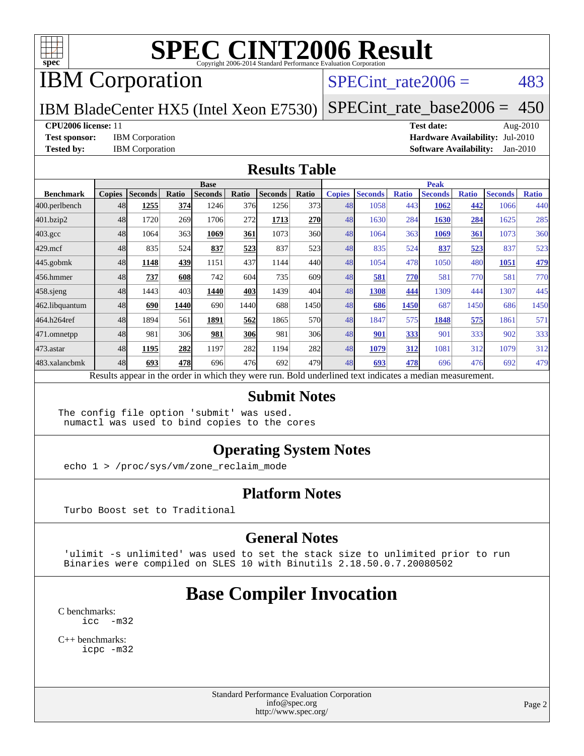# SPEC CINT2006 Result

Copyright 2006-2014 Standard Performance Evaluation Corporation

## IBM Corporation

IBM BladeCenter HX5 (Intel Xeon E7530)

SPECint_rate2006 = 483

SPECint_rate_base2006 = 450

**CPU2006 license:** 11

**Test sponsor:** IBM Corporation

**Tested by:** IBM Corporation

**Test date:** Aug-2010

**Hardware Availability:** Jul-2010

**Software Availability:** Jan-2010

## Results Table

| Benchmark | Base | | | | | | | Peak | | | | | | |
|---|---|---|---|---|---|---|---|---|---|---|---|---|---|---|
| | Copies | Seconds | Ratio | Seconds | Ratio | Seconds | Ratio | Copies | Seconds | Ratio | Seconds | Ratio | Seconds | Ratio |
| 400.perlbench | 48 | **1255** | **374** | 1246 | 376 | 1256 | 373 | 48 | 1058 | 443 | **1062** | **442** | 1066 | 440 |
| 401.bzip2 | 48 | 1720 | 269 | 1706 | 272 | **1713** | **270** | 48 | 1630 | 284 | **1630** | **284** | 1625 | 285 |
| 403.gcc | 48 | 1064 | 363 | **1069** | **361** | 1073 | 360 | 48 | 1064 | 363 | **1069** | **361** | 1073 | 360 |
| 429.mcf | 48 | 835 | 524 | **837** | **523** | 837 | 523 | 48 | 835 | 524 | **837** | **523** | 837 | 523 |
| 445.gobmk | 48 | **1148** | **439** | 1151 | 437 | 1144 | 440 | 48 | 1054 | 478 | 1050 | 480 | **1051** | **479** |
| 456.hmmer | 48 | **737** | **608** | 742 | 604 | 735 | 609 | 48 | **581** | **770** | 581 | 770 | 581 | 770 |
| 458.sjeng | 48 | 1443 | 403 | **1440** | **403** | 1439 | 404 | 48 | **1308** | **444** | 1309 | 444 | 1307 | 445 |
| 462.libquantum | 48 | **690** | **1440** | 690 | 1440 | 688 | 1450 | 48 | **686** | **1450** | 687 | 1450 | 686 | 1450 |
| 464.h264ref | 48 | 1894 | 561 | **1891** | **562** | 1865 | 570 | 48 | 1847 | 575 | **1848** | **575** | 1861 | 571 |
| 471.omnetpp | 48 | 981 | 306 | **981** | **306** | 981 | 306 | 48 | **901** | **333** | 901 | 333 | 902 | 333 |
| 473.astar | 48 | **1195** | **282** | 1197 | 282 | 1194 | 282 | 48 | **1079** | **312** | 1081 | 312 | 1079 | 312 |
| 483.xalancbmk | 48 | **693** | **478** | 696 | 476 | 692 | 479 | 48 | **693** | **478** | 696 | 476 | 692 | 479 |

Results appear in the order in which they were run. Bold underlined text indicates a median measurement.

## Submit Notes

```
The config file option 'submit' was used.
 numactl was used to bind copies to the cores
```

## Operating System Notes

```
echo 1 > /proc/sys/vm/zone_reclaim_mode
```

## Platform Notes

```
Turbo Boost set to Traditional
```

## General Notes

```
'ulimit -s unlimited' was used to set the stack size to unlimited prior to run
Binaries were compiled on SLES 10 with Binutils 2.18.50.0.7.20080502
```

## Base Compiler Invocation

C benchmarks:

```
icc  -m32
```

C++ benchmarks:

```
icpc -m32
```

Standard Performance Evaluation Corporation
info@spec.org
http://www.spec.org/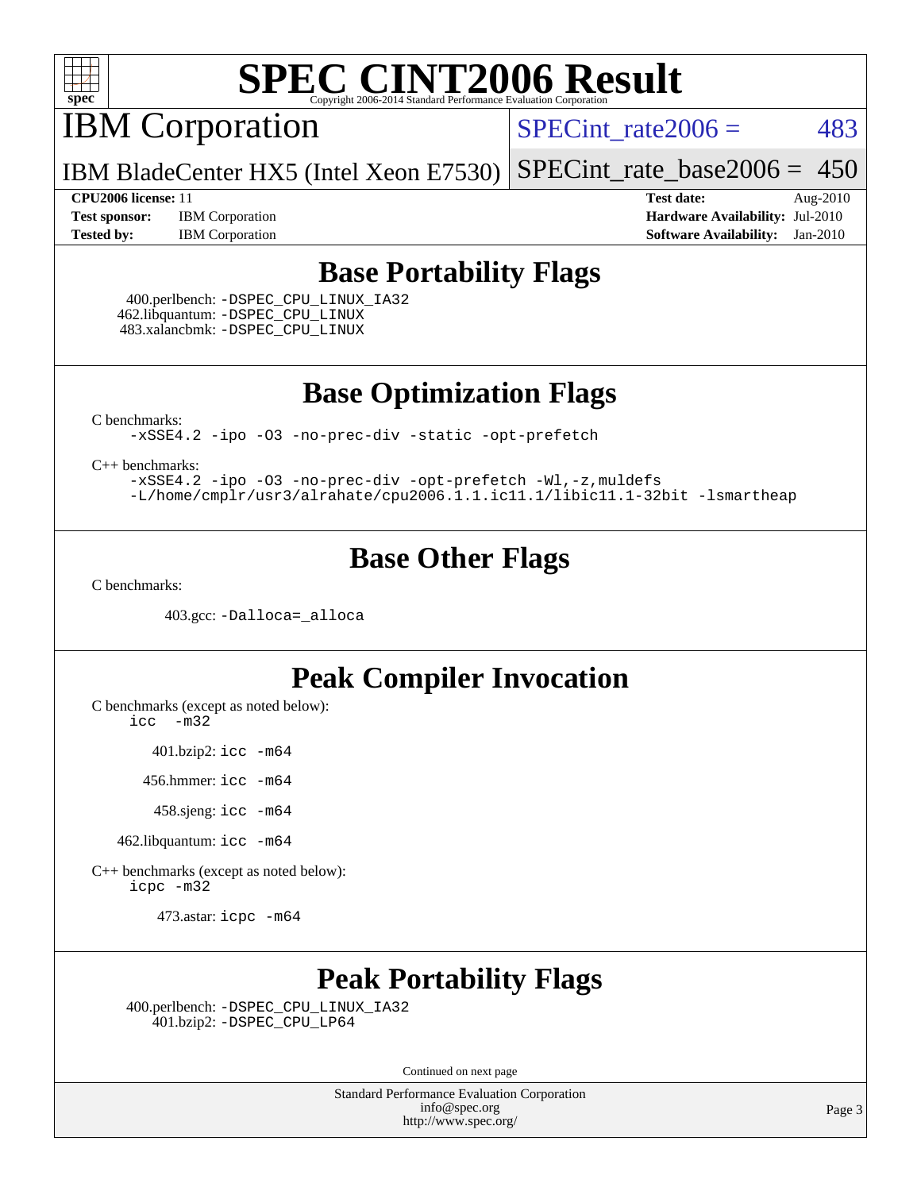# SPEC CINT2006 Result

Copyright 2006-2014 Standard Performance Evaluation Corporation

# IBM Corporation

IBM BladeCenter HX5 (Intel Xeon E7530)

SPECint_rate2006 = 483

SPECint_rate_base2006 = 450

**CPU2006 license:** 11
**Test sponsor:** IBM Corporation
**Tested by:** IBM Corporation

**Test date:** Aug-2010
**Hardware Availability:** Jul-2010
**Software Availability:** Jan-2010

## Base Portability Flags

400.perlbench: -DSPEC_CPU_LINUX_IA32
462.libquantum: -DSPEC_CPU_LINUX
483.xalancbmk: -DSPEC_CPU_LINUX

## Base Optimization Flags

C benchmarks:
-xSSE4.2 -ipo -O3 -no-prec-div -static -opt-prefetch

C++ benchmarks:
-xSSE4.2 -ipo -O3 -no-prec-div -opt-prefetch -Wl,-z,muldefs
-L/home/cmplr/usr3/alrahate/cpu2006.1.1.ic11.1/libic11.1-32bit -lsmartheap

## Base Other Flags

C benchmarks:

403.gcc: -Dalloca=_alloca

## Peak Compiler Invocation

C benchmarks (except as noted below):
icc -m32

401.bzip2: icc -m64

456.hmmer: icc -m64

458.sjeng: icc -m64

462.libquantum: icc -m64

C++ benchmarks (except as noted below):
icpc -m32

473.astar: icpc -m64

## Peak Portability Flags

400.perlbench: -DSPEC_CPU_LINUX_IA32
401.bzip2: -DSPEC_CPU_LP64

Continued on next page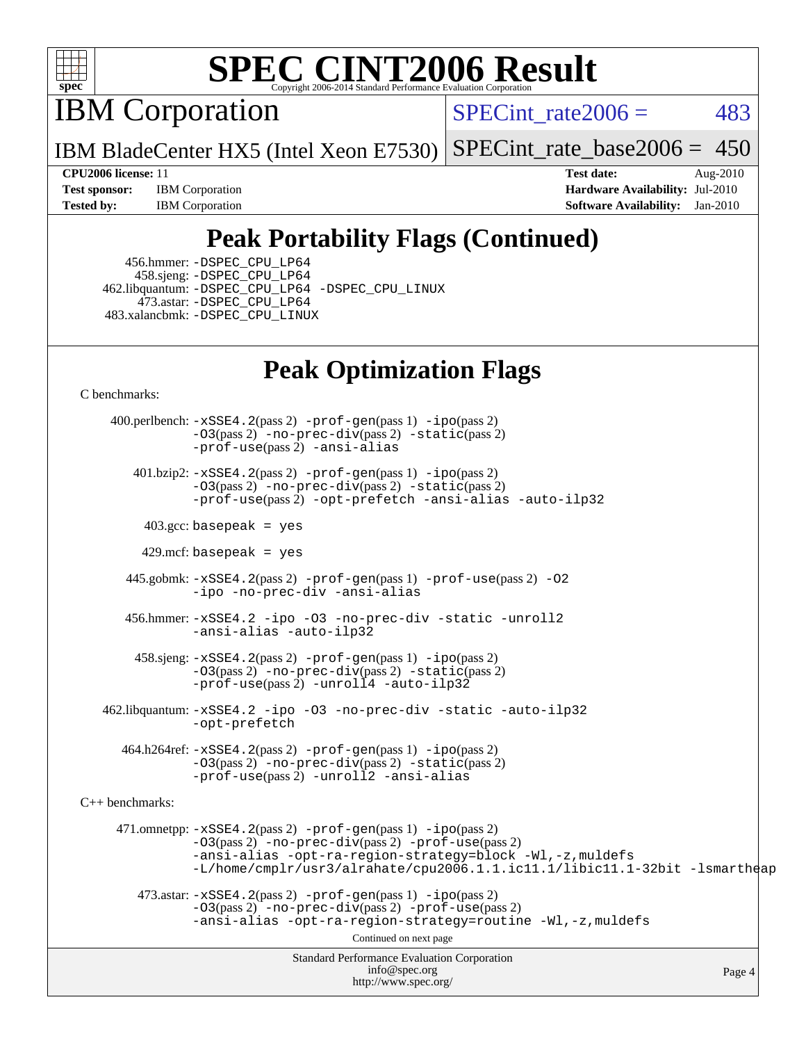# SPEC CINT2006 Result

## IBM Corporation

IBM BladeCenter HX5 (Intel Xeon E7530)

SPECint_rate2006 = 483

SPECint_rate_base2006 = 450

**CPU2006 license:** 11
**Test sponsor:** IBM Corporation
**Tested by:** IBM Corporation

**Test date:** Aug-2010
**Hardware Availability:** Jul-2010
**Software Availability:** Jan-2010

## Peak Portability Flags (Continued)

456.hmmer: -DSPEC_CPU_LP64
458.sjeng: -DSPEC_CPU_LP64
462.libquantum: -DSPEC_CPU_LP64 -DSPEC_CPU_LINUX
473.astar: -DSPEC_CPU_LP64
483.xalancbmk: -DSPEC_CPU_LINUX

## Peak Optimization Flags

C benchmarks:

400.perlbench: -xSSE4.2(pass 2) -prof-gen(pass 1) -ipo(pass 2) -O3(pass 2) -no-prec-div(pass 2) -static(pass 2) -prof-use(pass 2) -ansi-alias

401.bzip2: -xSSE4.2(pass 2) -prof-gen(pass 1) -ipo(pass 2) -O3(pass 2) -no-prec-div(pass 2) -static(pass 2) -prof-use(pass 2) -opt-prefetch -ansi-alias -auto-ilp32

403.gcc: basepeak = yes

429.mcf: basepeak = yes

445.gobmk: -xSSE4.2(pass 2) -prof-gen(pass 1) -prof-use(pass 2) -O2 -ipo -no-prec-div -ansi-alias

456.hmmer: -xSSE4.2 -ipo -O3 -no-prec-div -static -unroll2 -ansi-alias -auto-ilp32

458.sjeng: -xSSE4.2(pass 2) -prof-gen(pass 1) -ipo(pass 2) -O3(pass 2) -no-prec-div(pass 2) -static(pass 2) -prof-use(pass 2) -unroll4 -auto-ilp32

462.libquantum: -xSSE4.2 -ipo -O3 -no-prec-div -static -auto-ilp32 -opt-prefetch

464.h264ref: -xSSE4.2(pass 2) -prof-gen(pass 1) -ipo(pass 2) -O3(pass 2) -no-prec-div(pass 2) -static(pass 2) -prof-use(pass 2) -unroll2 -ansi-alias

C++ benchmarks:

471.omnetpp: -xSSE4.2(pass 2) -prof-gen(pass 1) -ipo(pass 2) -O3(pass 2) -no-prec-div(pass 2) -prof-use(pass 2) -ansi-alias -opt-ra-region-strategy=block -Wl,-z,muldefs -L/home/cmplr/usr3/alrahate/cpu2006.1.1.ic11.1/libic11.1-32bit -lsmartheap

473.astar: -xSSE4.2(pass 2) -prof-gen(pass 1) -ipo(pass 2) -O3(pass 2) -no-prec-div(pass 2) -prof-use(pass 2) -ansi-alias -opt-ra-region-strategy=routine -Wl,-z,muldefs

Continued on next page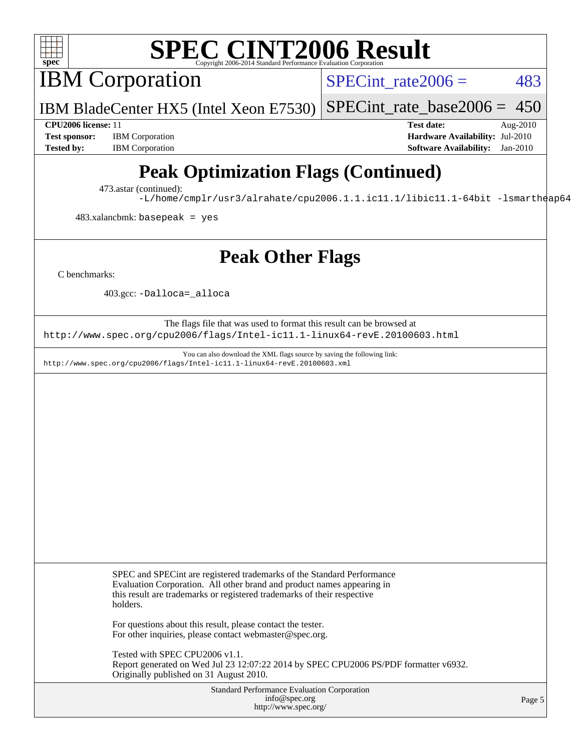# SPEC CINT2006 Result

Copyright 2006-2014 Standard Performance Evaluation Corporation

## IBM Corporation

IBM BladeCenter HX5 (Intel Xeon E7530)

SPECint_rate2006 = 483

SPECint_rate_base2006 = 450

**CPU2006 license:** 11
**Test sponsor:** IBM Corporation
**Tested by:** IBM Corporation

**Test date:** Aug-2010
**Hardware Availability:** Jul-2010
**Software Availability:** Jan-2010

## Peak Optimization Flags (Continued)

473.astar (continued):
`-L/home/cmplr/usr3/alrahate/cpu2006.1.1.ic11.1/libic11.1-64bit -lsmartheap64`

483.xalancbmk: `basepeak = yes`

## Peak Other Flags

C benchmarks:

403.gcc: `-Dalloca=_alloca`

The flags file that was used to format this result can be browsed at
http://www.spec.org/cpu2006/flags/Intel-ic11.1-linux64-revE.20100603.html

You can also download the XML flags source by saving the following link:
http://www.spec.org/cpu2006/flags/Intel-ic11.1-linux64-revE.20100603.xml

SPEC and SPECint are registered trademarks of the Standard Performance Evaluation Corporation. All other brand and product names appearing in this result are trademarks or registered trademarks of their respective holders.

For questions about this result, please contact the tester.
For other inquiries, please contact webmaster@spec.org.

Tested with SPEC CPU2006 v1.1.
Report generated on Wed Jul 23 12:07:22 2014 by SPEC CPU2006 PS/PDF formatter v6932.
Originally published on 31 August 2010.

Standard Performance Evaluation Corporation
info@spec.org
http://www.spec.org/